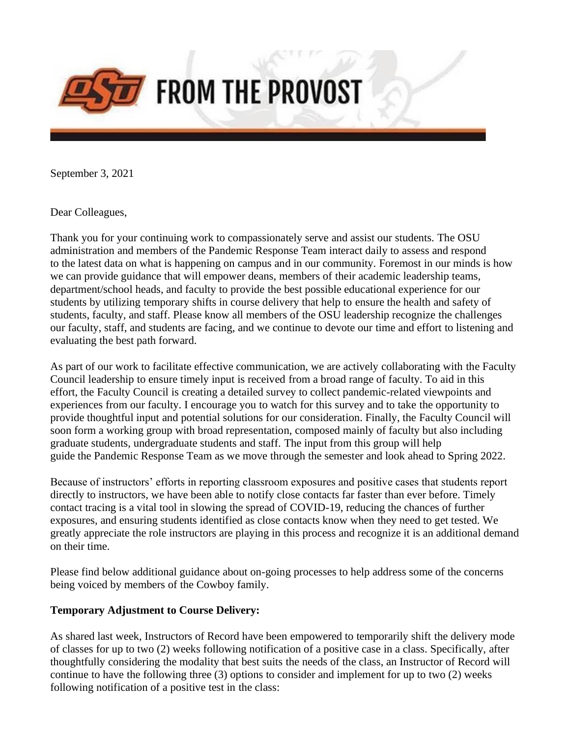# FROM THE PROVOST

September 3, 2021

Dear Colleagues,

Thank you for your continuing work to compassionately serve and assist our students. The OSU administration and members of the Pandemic Response Team interact daily to assess and respond to the latest data on what is happening on campus and in our community. Foremost in our minds is how we can provide guidance that will empower deans, members of their academic leadership teams, department/school heads, and faculty to provide the best possible educational experience for our students by utilizing temporary shifts in course delivery that help to ensure the health and safety of students, faculty, and staff. Please know all members of the OSU leadership recognize the challenges our faculty, staff, and students are facing, and we continue to devote our time and effort to listening and evaluating the best path forward.

As part of our work to facilitate effective communication, we are actively collaborating with the Faculty Council leadership to ensure timely input is received from a broad range of faculty. To aid in this effort, the Faculty Council is creating a detailed survey to collect pandemic-related viewpoints and experiences from our faculty. I encourage you to watch for this survey and to take the opportunity to provide thoughtful input and potential solutions for our consideration. Finally, the Faculty Council will soon form a working group with broad representation, composed mainly of faculty but also including graduate students, undergraduate students and staff. The input from this group will help guide the Pandemic Response Team as we move through the semester and look ahead to Spring 2022.

Because of instructors' efforts in reporting classroom exposures and positive cases that students report directly to instructors, we have been able to notify close contacts far faster than ever before. Timely contact tracing is a vital tool in slowing the spread of COVID-19, reducing the chances of further exposures, and ensuring students identified as close contacts know when they need to get tested. We greatly appreciate the role instructors are playing in this process and recognize it is an additional demand on their time.

Please find below additional guidance about on-going processes to help address some of the concerns being voiced by members of the Cowboy family.

**Temporary Adjustment to Course Delivery:**

As shared last week, Instructors of Record have been empowered to temporarily shift the delivery mode of classes for up to two (2) weeks following notification of a positive case in a class. Specifically, after thoughtfully considering the modality that best suits the needs of the class, an Instructor of Record will continue to have the following three (3) options to consider and implement for up to two (2) weeks following notification of a positive test in the class: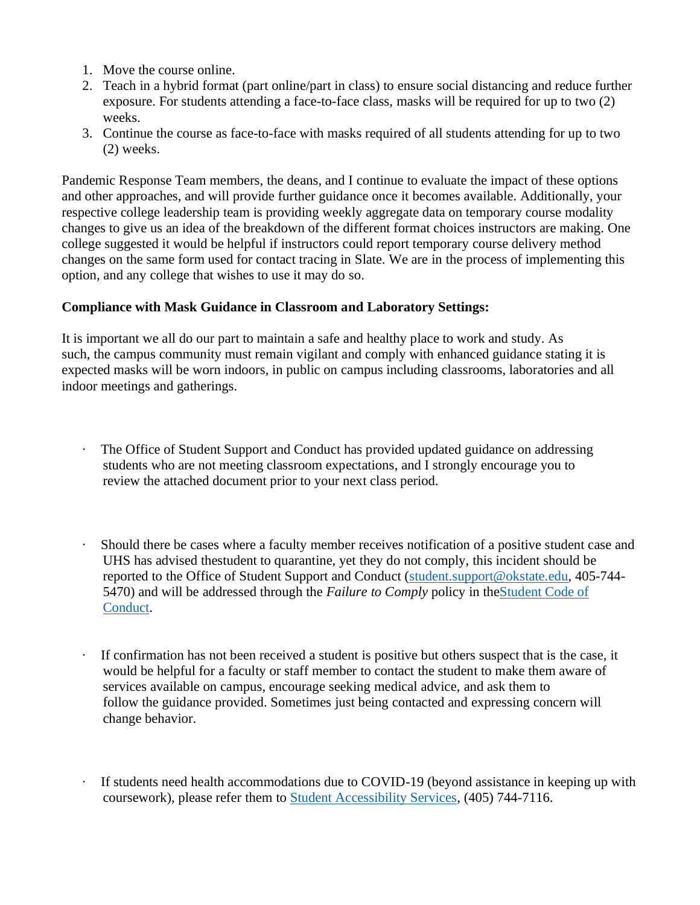1. Move the course online.
2. Teach in a hybrid format (part online/part in class) to ensure social distancing and reduce further exposure. For students attending a face-to-face class, masks will be required for up to two (2) weeks.
3. Continue the course as face-to-face with masks required of all students attending for up to two (2) weeks.

Pandemic Response Team members, the deans, and I continue to evaluate the impact of these options and other approaches, and will provide further guidance once it becomes available. Additionally, your respective college leadership team is providing weekly aggregate data on temporary course modality changes to give us an idea of the breakdown of the different format choices instructors are making. One college suggested it would be helpful if instructors could report temporary course delivery method changes on the same form used for contact tracing in Slate. We are in the process of implementing this option, and any college that wishes to use it may do so.

**Compliance with Mask Guidance in Classroom and Laboratory Settings:**

It is important we all do our part to maintain a safe and healthy place to work and study. As such, the campus community must remain vigilant and comply with enhanced guidance stating it is expected masks will be worn indoors, in public on campus including classrooms, laboratories and all indoor meetings and gatherings.

- The Office of Student Support and Conduct has provided updated guidance on addressing students who are not meeting classroom expectations, and I strongly encourage you to review the attached document prior to your next class period.

- Should there be cases where a faculty member receives notification of a positive student case and UHS has advised thestudent to quarantine, yet they do not comply, this incident should be reported to the Office of Student Support and Conduct (student.support@okstate.edu, 405-744-5470) and will be addressed through the *Failure to Comply* policy in theStudent Code of Conduct.

- If confirmation has not been received a student is positive but others suspect that is the case, it would be helpful for a faculty or staff member to contact the student to make them aware of services available on campus, encourage seeking medical advice, and ask them to follow the guidance provided. Sometimes just being contacted and expressing concern will change behavior.

- If students need health accommodations due to COVID-19 (beyond assistance in keeping up with coursework), please refer them to Student Accessibility Services, (405) 744-7116.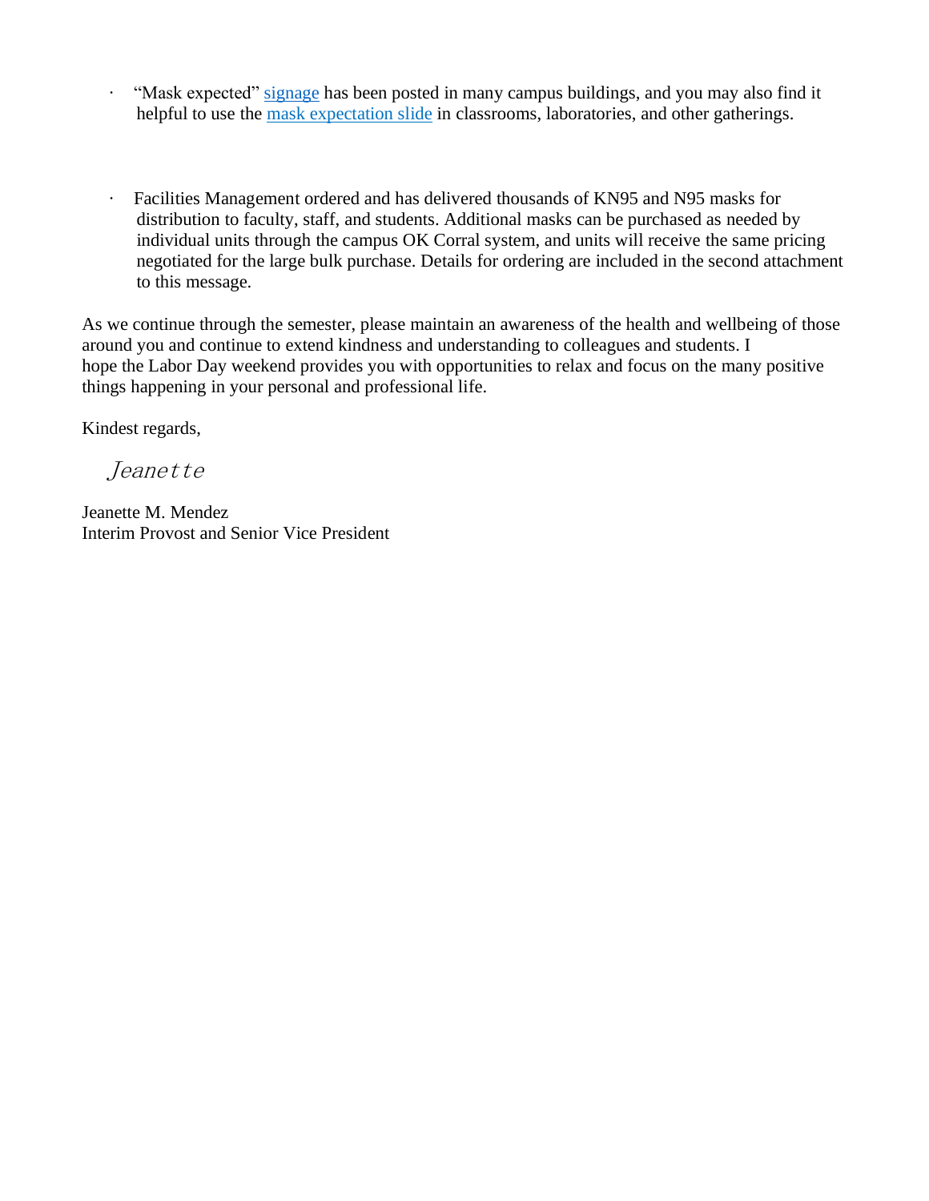- "Mask expected" signage has been posted in many campus buildings, and you may also find it helpful to use the mask expectation slide in classrooms, laboratories, and other gatherings.

- Facilities Management ordered and has delivered thousands of KN95 and N95 masks for distribution to faculty, staff, and students. Additional masks can be purchased as needed by individual units through the campus OK Corral system, and units will receive the same pricing negotiated for the large bulk purchase. Details for ordering are included in the second attachment to this message.

As we continue through the semester, please maintain an awareness of the health and wellbeing of those around you and continue to extend kindness and understanding to colleagues and students. I hope the Labor Day weekend provides you with opportunities to relax and focus on the many positive things happening in your personal and professional life.

Kindest regards,

*Jeanette*

Jeanette M. Mendez
Interim Provost and Senior Vice President